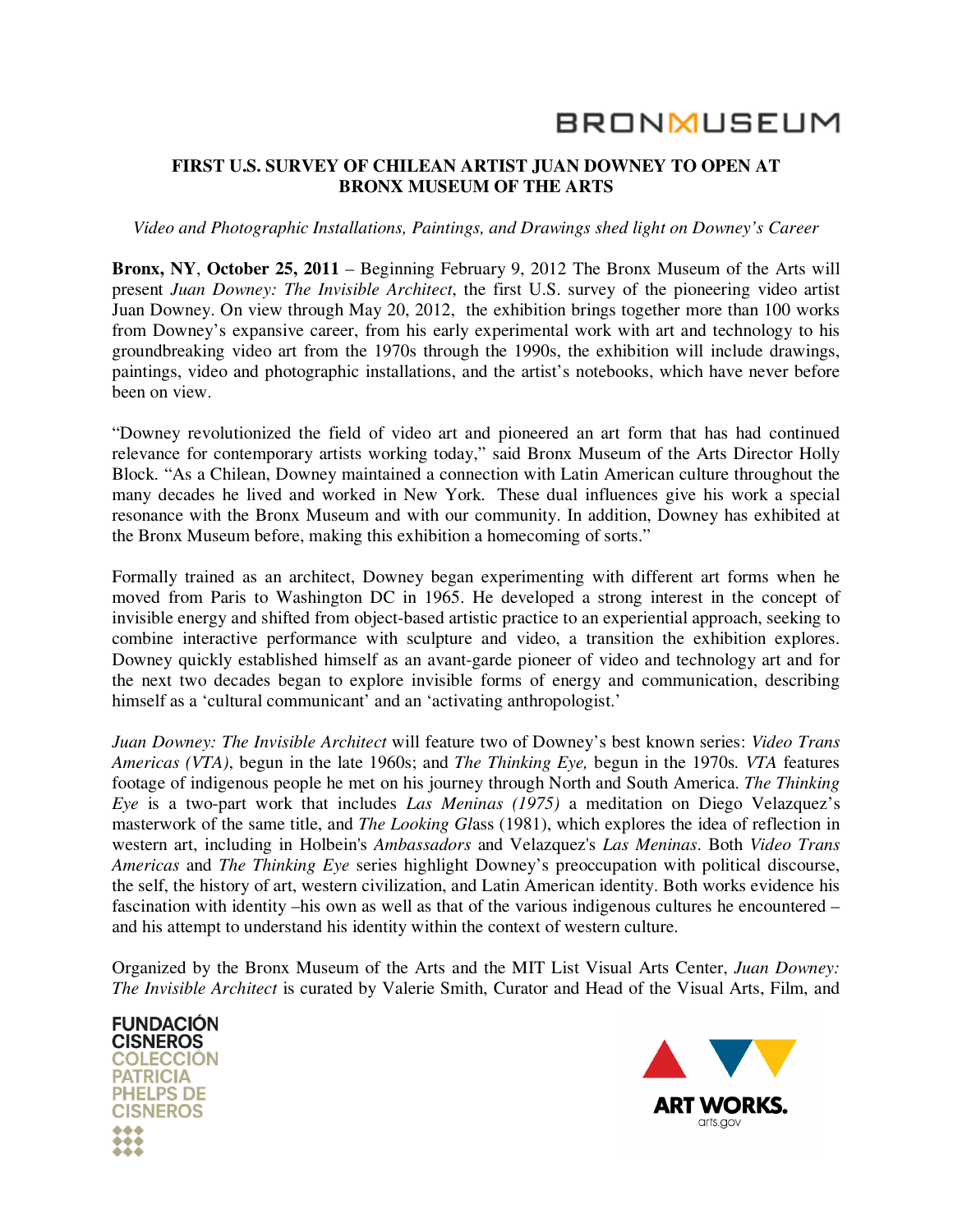BRONXMUSEUM

**FIRST U.S. SURVEY OF CHILEAN ARTIST JUAN DOWNEY TO OPEN AT BRONX MUSEUM OF THE ARTS**

*Video and Photographic Installations, Paintings, and Drawings shed light on Downey's Career*

**Bronx, NY**, **October 25, 2011** – Beginning February 9, 2012 The Bronx Museum of the Arts will present *Juan Downey: The Invisible Architect*, the first U.S. survey of the pioneering video artist Juan Downey. On view through May 20, 2012, the exhibition brings together more than 100 works from Downey's expansive career, from his early experimental work with art and technology to his groundbreaking video art from the 1970s through the 1990s, the exhibition will include drawings, paintings, video and photographic installations, and the artist's notebooks, which have never before been on view.

"Downey revolutionized the field of video art and pioneered an art form that has had continued relevance for contemporary artists working today," said Bronx Museum of the Arts Director Holly Block. "As a Chilean, Downey maintained a connection with Latin American culture throughout the many decades he lived and worked in New York. These dual influences give his work a special resonance with the Bronx Museum and with our community. In addition, Downey has exhibited at the Bronx Museum before, making this exhibition a homecoming of sorts."

Formally trained as an architect, Downey began experimenting with different art forms when he moved from Paris to Washington DC in 1965. He developed a strong interest in the concept of invisible energy and shifted from object-based artistic practice to an experiential approach, seeking to combine interactive performance with sculpture and video, a transition the exhibition explores. Downey quickly established himself as an avant-garde pioneer of video and technology art and for the next two decades began to explore invisible forms of energy and communication, describing himself as a 'cultural communicant' and an 'activating anthropologist.'

*Juan Downey: The Invisible Architect* will feature two of Downey's best known series: *Video Trans Americas (VTA)*, begun in the late 1960s; and *The Thinking Eye,* begun in the 1970s. *VTA* features footage of indigenous people he met on his journey through North and South America. *The Thinking Eye* is a two-part work that includes *Las Meninas (1975)* a meditation on Diego Velazquez's masterwork of the same title, and *The Looking Gl*ass (1981), which explores the idea of reflection in western art, including in Holbein's *Ambassadors* and Velazquez's *Las Meninas*. Both *Video Trans Americas* and *The Thinking Eye* series highlight Downey's preoccupation with political discourse, the self, the history of art, western civilization, and Latin American identity. Both works evidence his fascination with identity –his own as well as that of the various indigenous cultures he encountered – and his attempt to understand his identity within the context of western culture.

Organized by the Bronx Museum of the Arts and the MIT List Visual Arts Center, *Juan Downey: The Invisible Architect* is curated by Valerie Smith, Curator and Head of the Visual Arts, Film, and

FUNDACIÓN CISNEROS COLECCIÓN PATRICIA PHELPS DE CISNEROS

ART WORKS. arts.gov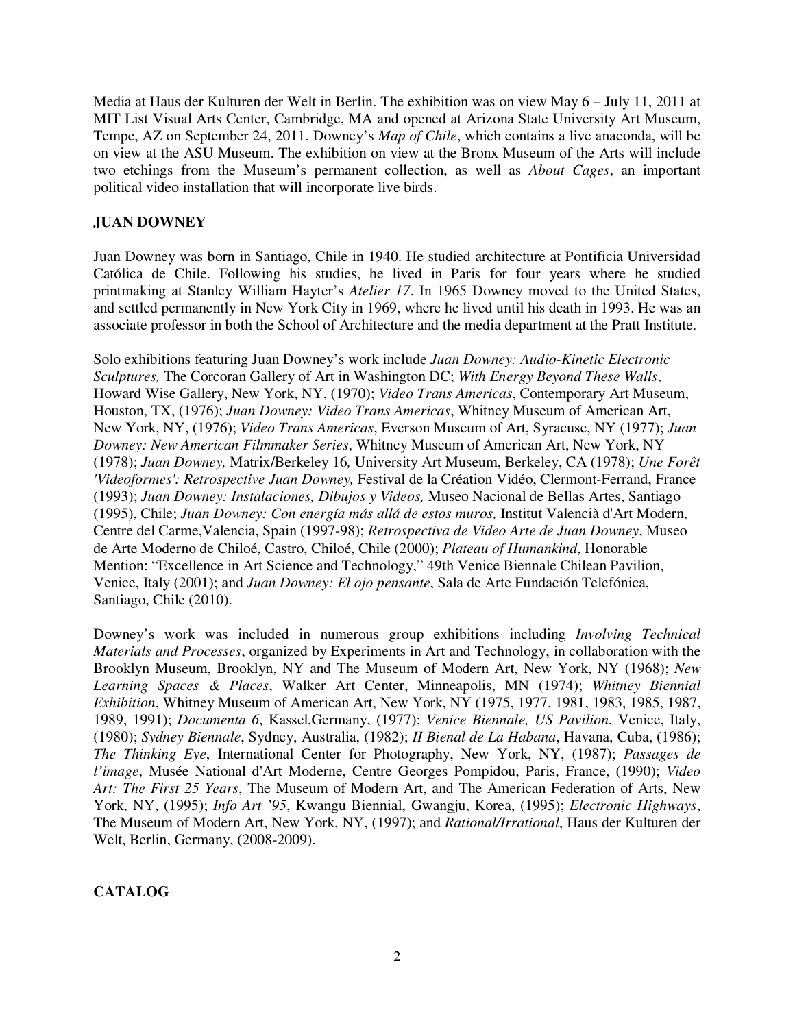Media at Haus der Kulturen der Welt in Berlin. The exhibition was on view May 6 – July 11, 2011 at MIT List Visual Arts Center, Cambridge, MA and opened at Arizona State University Art Museum, Tempe, AZ on September 24, 2011. Downey's *Map of Chile*, which contains a live anaconda, will be on view at the ASU Museum. The exhibition on view at the Bronx Museum of the Arts will include two etchings from the Museum's permanent collection, as well as *About Cages*, an important political video installation that will incorporate live birds.

## JUAN DOWNEY

Juan Downey was born in Santiago, Chile in 1940. He studied architecture at Pontificia Universidad Católica de Chile. Following his studies, he lived in Paris for four years where he studied printmaking at Stanley William Hayter's *Atelier 17*. In 1965 Downey moved to the United States, and settled permanently in New York City in 1969, where he lived until his death in 1993. He was an associate professor in both the School of Architecture and the media department at the Pratt Institute.

Solo exhibitions featuring Juan Downey's work include *Juan Downey: Audio-Kinetic Electronic Sculptures,* The Corcoran Gallery of Art in Washington DC; *With Energy Beyond These Walls*, Howard Wise Gallery, New York, NY, (1970); *Video Trans Americas*, Contemporary Art Museum, Houston, TX, (1976); *Juan Downey: Video Trans Americas*, Whitney Museum of American Art, New York, NY, (1976); *Video Trans Americas*, Everson Museum of Art, Syracuse, NY (1977); *Juan Downey: New American Filmmaker Series*, Whitney Museum of American Art, New York, NY (1978); *Juan Downey,* Matrix/Berkeley 16*,* University Art Museum, Berkeley, CA (1978); *Une Forêt 'Videoformes': Retrospective Juan Downey,* Festival de la Création Vidéo, Clermont-Ferrand, France (1993); *Juan Downey: Instalaciones, Dibujos y Videos,* Museo Nacional de Bellas Artes, Santiago (1995), Chile; *Juan Downey: Con energía más allá de estos muros,* Institut Valencià d'Art Modern, Centre del Carme,Valencia, Spain (1997-98); *Retrospectiva de Video Arte de Juan Downey*, Museo de Arte Moderno de Chiloé, Castro, Chiloé, Chile (2000); *Plateau of Humankind*, Honorable Mention: "Excellence in Art Science and Technology," 49th Venice Biennale Chilean Pavilion, Venice, Italy (2001); and *Juan Downey: El ojo pensante*, Sala de Arte Fundación Telefónica, Santiago, Chile (2010).

Downey's work was included in numerous group exhibitions including *Involving Technical Materials and Processes*, organized by Experiments in Art and Technology, in collaboration with the Brooklyn Museum, Brooklyn, NY and The Museum of Modern Art, New York, NY (1968); *New Learning Spaces & Places*, Walker Art Center, Minneapolis, MN (1974); *Whitney Biennial Exhibition*, Whitney Museum of American Art, New York, NY (1975, 1977, 1981, 1983, 1985, 1987, 1989, 1991); *Documenta 6*, Kassel,Germany, (1977); *Venice Biennale, US Pavilion*, Venice, Italy, (1980); *Sydney Biennale*, Sydney, Australia, (1982); *II Bienal de La Habana*, Havana, Cuba, (1986); *The Thinking Eye*, International Center for Photography, New York, NY, (1987); *Passages de l'image*, Musée National d'Art Moderne, Centre Georges Pompidou, Paris, France, (1990); *Video Art: The First 25 Years*, The Museum of Modern Art, and The American Federation of Arts, New York, NY, (1995); *Info Art '95*, Kwangu Biennial, Gwangju, Korea, (1995); *Electronic Highways*, The Museum of Modern Art, New York, NY, (1997); and *Rational/Irrational*, Haus der Kulturen der Welt, Berlin, Germany, (2008-2009).

## CATALOG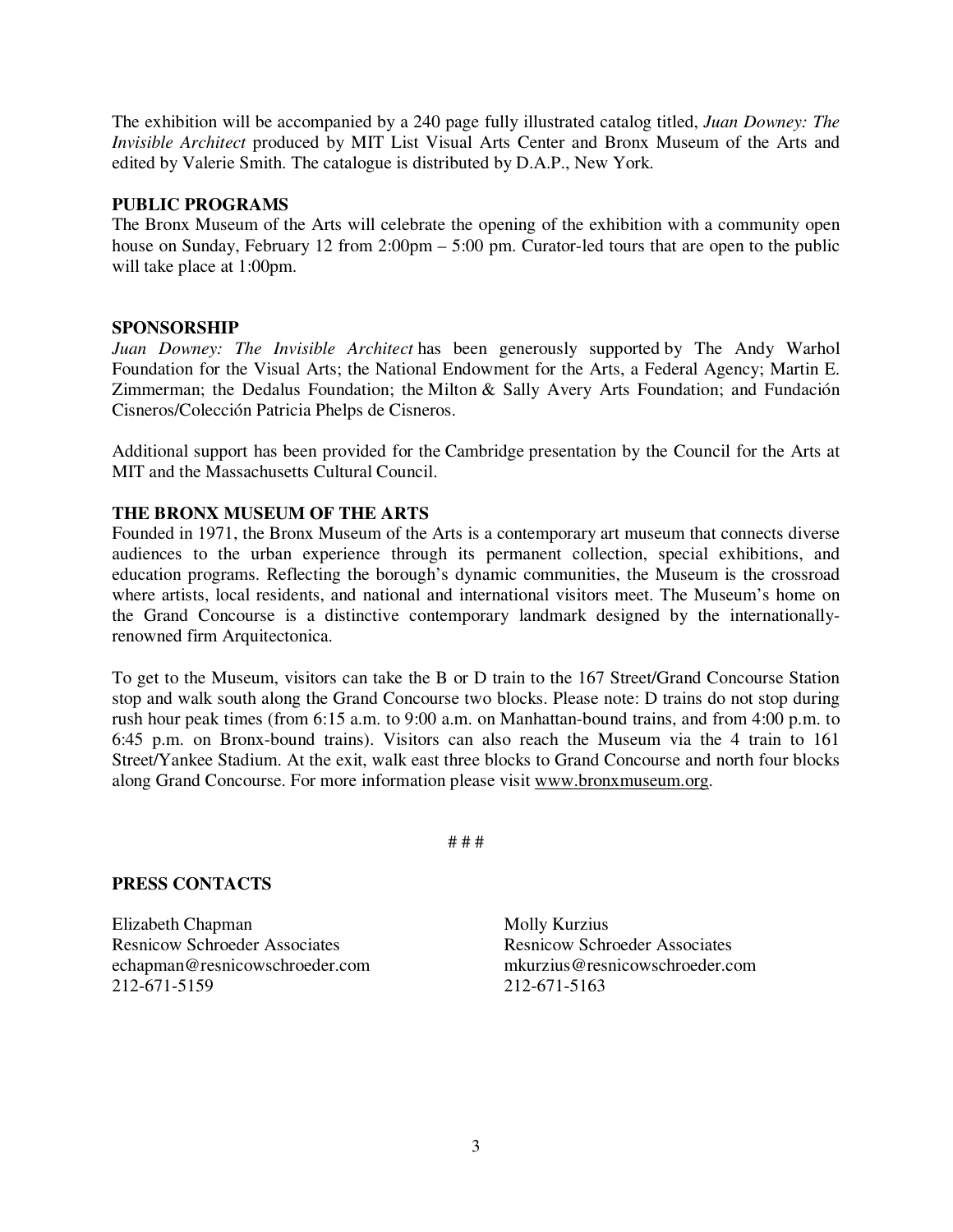The exhibition will be accompanied by a 240 page fully illustrated catalog titled, *Juan Downey: The Invisible Architect* produced by MIT List Visual Arts Center and Bronx Museum of the Arts and edited by Valerie Smith. The catalogue is distributed by D.A.P., New York.

**PUBLIC PROGRAMS**

The Bronx Museum of the Arts will celebrate the opening of the exhibition with a community open house on Sunday, February 12 from 2:00pm – 5:00 pm. Curator-led tours that are open to the public will take place at 1:00pm.

**SPONSORSHIP**

*Juan Downey: The Invisible Architect* has been generously supported by The Andy Warhol Foundation for the Visual Arts; the National Endowment for the Arts, a Federal Agency; Martin E. Zimmerman; the Dedalus Foundation; the Milton & Sally Avery Arts Foundation; and Fundación Cisneros/Colección Patricia Phelps de Cisneros.

Additional support has been provided for the Cambridge presentation by the Council for the Arts at MIT and the Massachusetts Cultural Council.

**THE BRONX MUSEUM OF THE ARTS**

Founded in 1971, the Bronx Museum of the Arts is a contemporary art museum that connects diverse audiences to the urban experience through its permanent collection, special exhibitions, and education programs. Reflecting the borough's dynamic communities, the Museum is the crossroad where artists, local residents, and national and international visitors meet. The Museum's home on the Grand Concourse is a distinctive contemporary landmark designed by the internationally-renowned firm Arquitectonica.

To get to the Museum, visitors can take the B or D train to the 167 Street/Grand Concourse Station stop and walk south along the Grand Concourse two blocks. Please note: D trains do not stop during rush hour peak times (from 6:15 a.m. to 9:00 a.m. on Manhattan-bound trains, and from 4:00 p.m. to 6:45 p.m. on Bronx-bound trains). Visitors can also reach the Museum via the 4 train to 161 Street/Yankee Stadium. At the exit, walk east three blocks to Grand Concourse and north four blocks along Grand Concourse. For more information please visit www.bronxmuseum.org.

# # #

**PRESS CONTACTS**

Elizabeth Chapman
Resnicow Schroeder Associates
echapman@resnicowschroeder.com
212-671-5159

Molly Kurzius
Resnicow Schroeder Associates
mkurzius@resnicowschroeder.com
212-671-5163